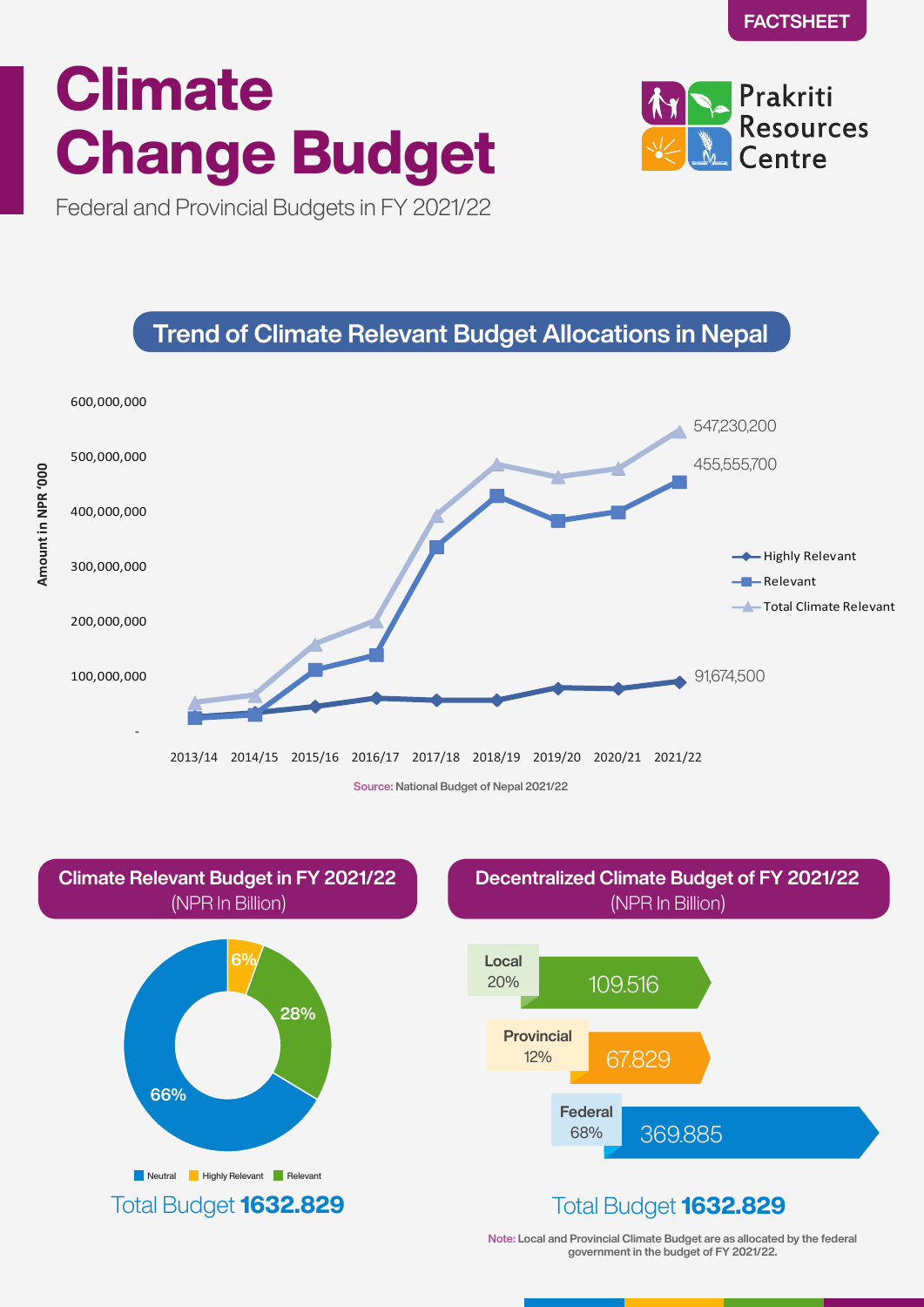FACTSHEET

# Climate Change Budget

Federal and Provincial Budgets in FY 2021/22

Prakriti Resources Centre

## Trend of Climate Relevant Budget Allocations in Nepal

Amount in NPR '000

600,000,000
500,000,000
400,000,000
300,000,000
200,000,000
100,000,000
-

2013/14 2014/15 2015/16 2016/17 2017/18 2018/19 2019/20 2020/21 2021/22

547,230,200
455,555,700
91,674,500

Highly Relevant
Relevant
Total Climate Relevant

**Source:** National Budget of Nepal 2021/22

## Climate Relevant Budget in FY 2021/22 (NPR In Billion)

6%
28%
66%

Neutral Highly Relevant Relevant

Total Budget **1632.829**

## Decentralized Climate Budget of FY 2021/22 (NPR In Billion)

Local 20% 109.516

Provincial 12% 67.829

Federal 68% 369.885

Total Budget **1632.829**

**Note:** Local and Provincial Climate Budget are as allocated by the federal government in the budget of FY 2021/22.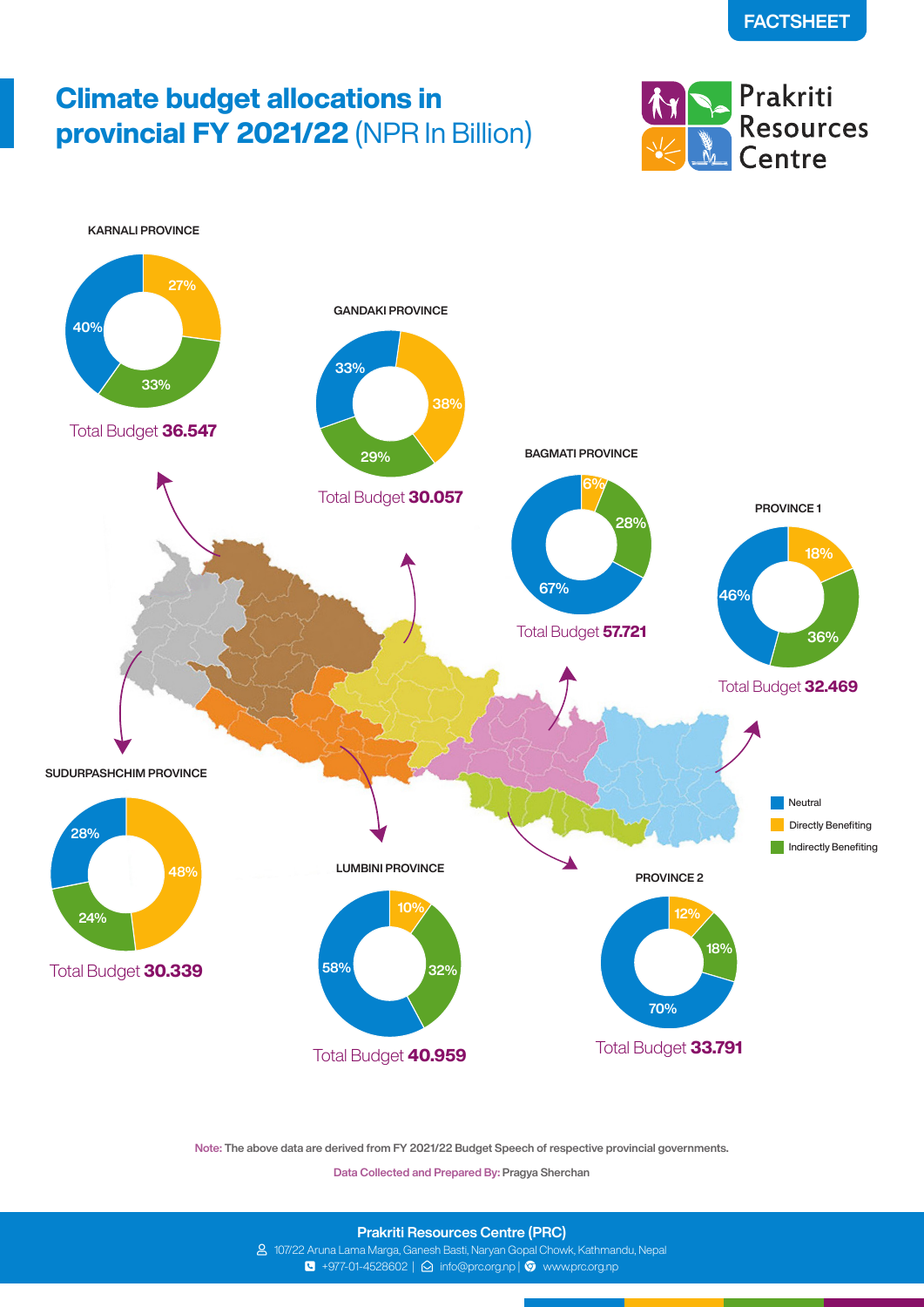FACTSHEET

# Climate budget allocations in provincial FY 2021/22 (NPR In Billion)

Prakriti Resources Centre

KARNALI PROVINCE

27%
33%
40%

Total Budget **36.547**

GANDAKI PROVINCE

33%
38%
29%

Total Budget **30.057**

BAGMATI PROVINCE

6%
28%
67%

Total Budget **57.721**

PROVINCE 1

18%
36%
46%

Total Budget **32.469**

SUDURPASHCHIM PROVINCE

28%
48%
24%

Total Budget **30.339**

LUMBINI PROVINCE

10%
32%
58%

Total Budget **40.959**

PROVINCE 2

12%
18%
70%

Total Budget **33.791**

Neutral
Directly Benefiting
Indirectly Benefiting

Note: The above data are derived from FY 2021/22 Budget Speech of respective provincial governments.

Data Collected and Prepared By: Pragya Sherchan

**Prakriti Resources Centre (PRC)**

107/22 Aruna Lama Marga, Ganesh Basti, Naryan Gopal Chowk, Kathmandu, Nepal

+977-01-4528602 | info@prc.org.np | www.prc.org.np